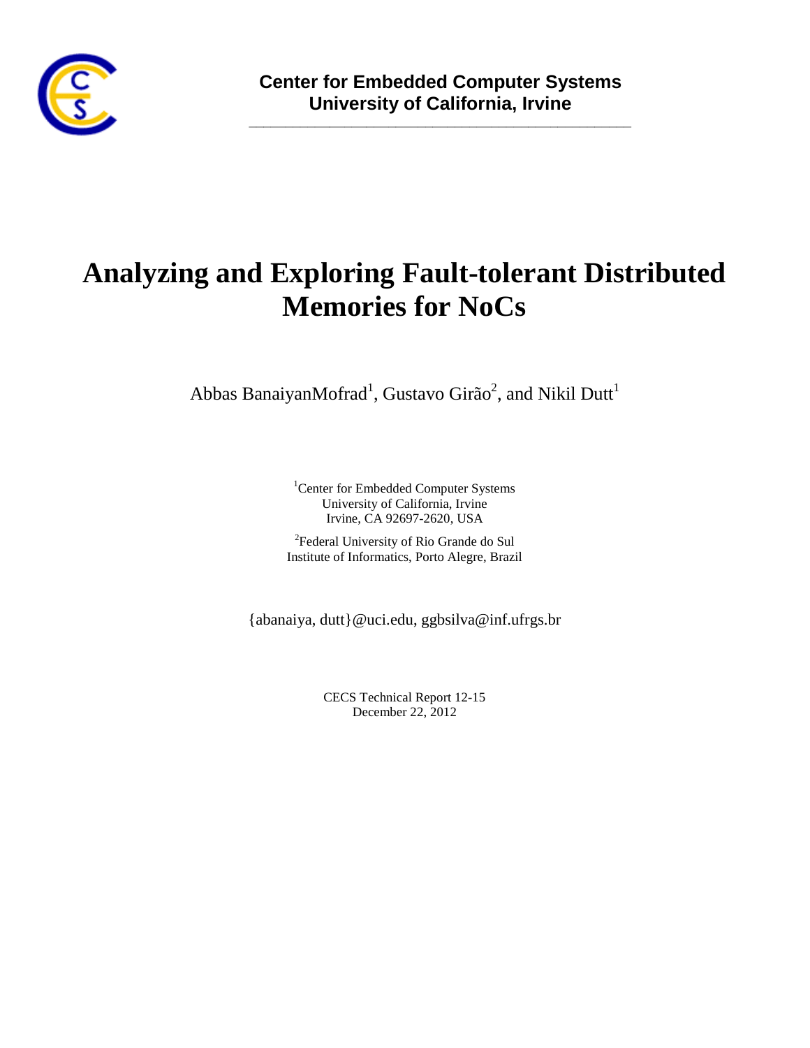**Center for Embedded Computer Systems**
**University of California, Irvine**

# Analyzing and Exploring Fault-tolerant Distributed Memories for NoCs

Abbas BanaiyanMofrad[1], Gustavo Girão[2], and Nikil Dutt[1]

[1]Center for Embedded Computer Systems
University of California, Irvine
Irvine, CA 92697-2620, USA

[2]Federal University of Rio Grande do Sul
Institute of Informatics, Porto Alegre, Brazil

{abanaiya, dutt}@uci.edu, ggbsilva@inf.ufrgs.br

CECS Technical Report 12-15
December 22, 2012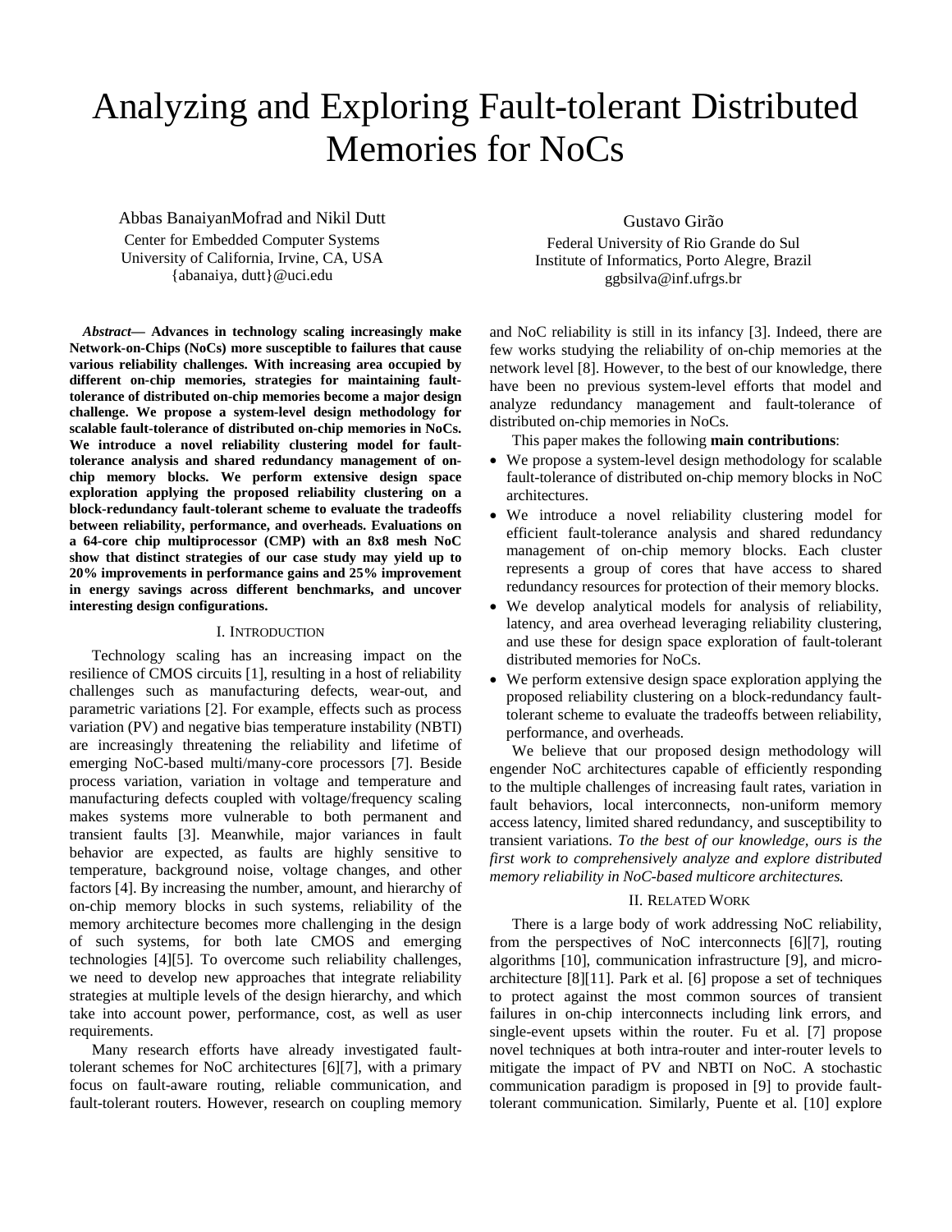# Analyzing and Exploring Fault-tolerant Distributed Memories for NoCs

Abbas BanaiyanMofrad and Nikil Dutt
Center for Embedded Computer Systems
University of California, Irvine, CA, USA
{abanaiya, dutt}@uci.edu

Gustavo Girão
Federal University of Rio Grande do Sul
Institute of Informatics, Porto Alegre, Brazil
ggbsilva@inf.ufrgs.br

***Abstract*— Advances in technology scaling increasingly make Network-on-Chips (NoCs) more susceptible to failures that cause various reliability challenges. With increasing area occupied by different on-chip memories, strategies for maintaining fault-tolerance of distributed on-chip memories become a major design challenge. We propose a system-level design methodology for scalable fault-tolerance of distributed on-chip memories in NoCs. We introduce a novel reliability clustering model for fault-tolerance analysis and shared redundancy management of on-chip memory blocks. We perform extensive design space exploration applying the proposed reliability clustering on a block-redundancy fault-tolerant scheme to evaluate the tradeoffs between reliability, performance, and overheads. Evaluations on a 64-core chip multiprocessor (CMP) with an 8x8 mesh NoC show that distinct strategies of our case study may yield up to 20% improvements in performance gains and 25% improvement in energy savings across different benchmarks, and uncover interesting design configurations.**

## I. Introduction

Technology scaling has an increasing impact on the resilience of CMOS circuits [1], resulting in a host of reliability challenges such as manufacturing defects, wear-out, and parametric variations [2]. For example, effects such as process variation (PV) and negative bias temperature instability (NBTI) are increasingly threatening the reliability and lifetime of emerging NoC-based multi/many-core processors [7]. Beside process variation, variation in voltage and temperature and manufacturing defects coupled with voltage/frequency scaling makes systems more vulnerable to both permanent and transient faults [3]. Meanwhile, major variances in fault behavior are expected, as faults are highly sensitive to temperature, background noise, voltage changes, and other factors [4]. By increasing the number, amount, and hierarchy of on-chip memory blocks in such systems, reliability of the memory architecture becomes more challenging in the design of such systems, for both late CMOS and emerging technologies [4][5]. To overcome such reliability challenges, we need to develop new approaches that integrate reliability strategies at multiple levels of the design hierarchy, and which take into account power, performance, cost, as well as user requirements.

Many research efforts have already investigated fault-tolerant schemes for NoC architectures [6][7], with a primary focus on fault-aware routing, reliable communication, and fault-tolerant routers. However, research on coupling memory and NoC reliability is still in its infancy [3]. Indeed, there are few works studying the reliability of on-chip memories at the network level [8]. However, to the best of our knowledge, there have been no previous system-level efforts that model and analyze redundancy management and fault-tolerance of distributed on-chip memories in NoCs.

This paper makes the following **main contributions**:

- We propose a system-level design methodology for scalable fault-tolerance of distributed on-chip memory blocks in NoC architectures.
- We introduce a novel reliability clustering model for efficient fault-tolerance analysis and shared redundancy management of on-chip memory blocks. Each cluster represents a group of cores that have access to shared redundancy resources for protection of their memory blocks.
- We develop analytical models for analysis of reliability, latency, and area overhead leveraging reliability clustering, and use these for design space exploration of fault-tolerant distributed memories for NoCs.
- We perform extensive design space exploration applying the proposed reliability clustering on a block-redundancy fault-tolerant scheme to evaluate the tradeoffs between reliability, performance, and overheads.

We believe that our proposed design methodology will engender NoC architectures capable of efficiently responding to the multiple challenges of increasing fault rates, variation in fault behaviors, local interconnects, non-uniform memory access latency, limited shared redundancy, and susceptibility to transient variations. *To the best of our knowledge, ours is the first work to comprehensively analyze and explore distributed memory reliability in NoC-based multicore architectures.*

## II. Related Work

There is a large body of work addressing NoC reliability, from the perspectives of NoC interconnects [6][7], routing algorithms [10], communication infrastructure [9], and micro-architecture [8][11]. Park et al. [6] propose a set of techniques to protect against the most common sources of transient failures in on-chip interconnects including link errors, and single-event upsets within the router. Fu et al. [7] propose novel techniques at both intra-router and inter-router levels to mitigate the impact of PV and NBTI on NoC. A stochastic communication paradigm is proposed in [9] to provide fault-tolerant communication. Similarly, Puente et al. [10] explore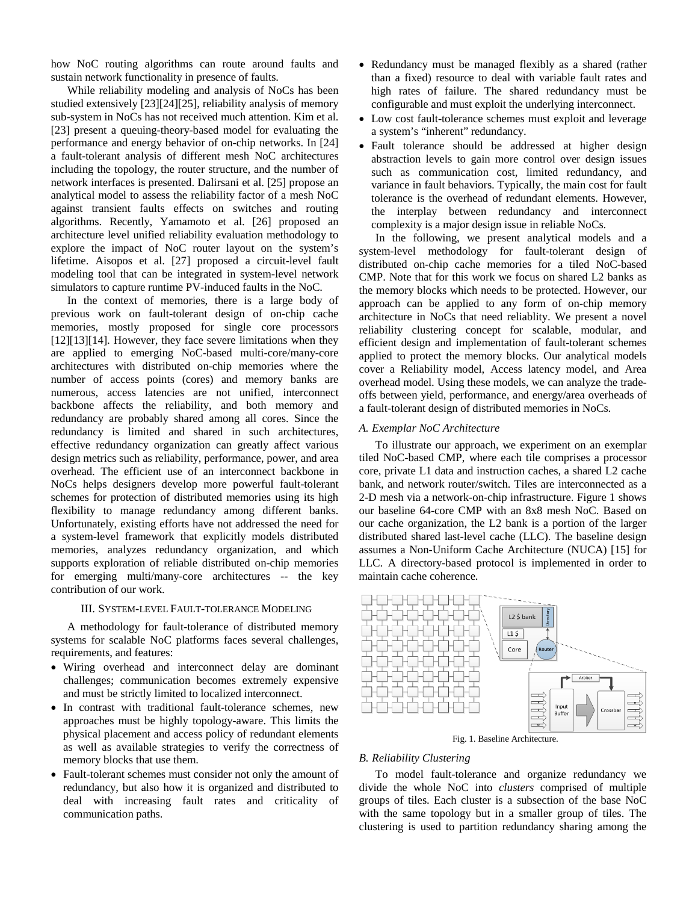how NoC routing algorithms can route around faults and sustain network functionality in presence of faults.

While reliability modeling and analysis of NoCs has been studied extensively [23][24][25], reliability analysis of memory sub-system in NoCs has not received much attention. Kim et al. [23] present a queing-theory-based model for evaluating the performance and energy behavior of on-chip networks. In [24] a fault-tolerant analysis of different mesh NoC architectures including the topology, the router structure, and the number of network interfaces is presented. Dalirsani et al. [25] propose an analytical model to assess the reliability factor of a mesh NoC against transient faults effects on switches and routing algorithms. Recently, Yamamoto et al. [26] proposed an architecture level unified reliability evaluation methodology to explore the impact of NoC router layout on the system's lifetime. Aisopos et al. [27] proposed a circuit-level fault modeling tool that can be integrated in system-level network simulators to capture runtime PV-induced faults in the NoC.

In the context of memories, there is a large body of previous work on fault-tolerant design of on-chip cache memories, mostly proposed for single core processors [12][13][14]. However, they face severe limitations when they are applied to emerging NoC-based multi-core/many-core architectures with distributed on-chip memories where the number of access points (cores) and memory banks are numerous, access latencies are not unified, interconnect backbone affects the reliability, and both memory and redundancy are probably shared among all cores. Since the redundancy is limited and shared in such architectures, effective redundancy organization can greatly affect various design metrics such as reliability, performance, power, and area overhead. The efficient use of an interconnect backbone in NoCs helps designers develop more powerful fault-tolerant schemes for protection of distributed memories using its high flexibility to manage redundancy among different banks. Unfortunately, existing efforts have not addressed the need for a system-level framework that explicitly models distributed memories, analyzes redundancy organization, and which supports exploration of reliable distributed on-chip memories for emerging multi/many-core architectures -- the key contribution of our work.

## III. System-level Fault-tolerance Modeling

A methodology for fault-tolerance of distributed memory systems for scalable NoC platforms faces several challenges, requirements, and features:

- Wiring overhead and interconnect delay are dominant challenges; communication becomes extremely expensive and must be strictly limited to localized interconnect.
- In contrast with traditional fault-tolerance schemes, new approaches must be highly topology-aware. This limits the physical placement and access policy of redundant elements as well as available strategies to verify the correctness of memory blocks that use them.
- Fault-tolerant schemes must consider not only the amount of redundancy, but also how it is organized and distributed to deal with increasing fault rates and criticality of communication paths.
- Redundancy must be managed flexibly as a shared (rather than a fixed) resource to deal with variable fault rates and high rates of failure. The shared redundancy must be configurable and must exploit the underlying interconnect.
- Low cost fault-tolerance schemes must exploit and leverage a system's "inherent" redundancy.
- Fault tolerance should be addressed at higher design abstraction levels to gain more control over design issues such as communication cost, limited redundancy, and variance in fault behaviors. Typically, the main cost for fault tolerance is the overhead of redundant elements. However, the interplay between redundancy and interconnect complexity is a major design issue in reliable NoCs.

In the following, we present analytical models and a system-level methodology for fault-tolerant design of distributed on-chip cache memories for a tiled NoC-based CMP. Note that for this work we focus on shared L2 banks as the memory blocks which needs to be protected. However, our approach can be applied to any form of on-chip memory architecture in NoCs that need reliablity. We present a novel reliability clustering concept for scalable, modular, and efficient design and implementation of fault-tolerant schemes applied to protect the memory blocks. Our analytical models cover a Reliability model, Access latency model, and Area overhead model. Using these models, we can analyze the trade-offs between yield, performance, and energy/area overheads of a fault-tolerant design of distributed memories in NoCs.

### A. Exemplar NoC Architecture

To illustrate our approach, we experiment on an exemplar tiled NoC-based CMP, where each tile comprises a processor core, private L1 data and instruction caches, a shared L2 cache bank, and network router/switch. Tiles are interconnected as a 2-D mesh via a network-on-chip infrastructure. Figure 1 shows our baseline 64-core CMP with an 8x8 mesh NoC. Based on our cache organization, the L2 bank is a portion of the larger distributed shared last-level cache (LLC). The baseline design assumes a Non-Uniform Cache Architecture (NUCA) [15] for LLC. A directory-based protocol is implemented in order to maintain cache coherence.

Fig. 1. Baseline Architecture.

### B. Reliability Clustering

To model fault-tolerance and organize redundancy we divide the whole NoC into *clusters* comprised of multiple groups of tiles. Each cluster is a subsection of the base NoC with the same topology but in a smaller group of tiles. The clustering is used to partition redundancy sharing among the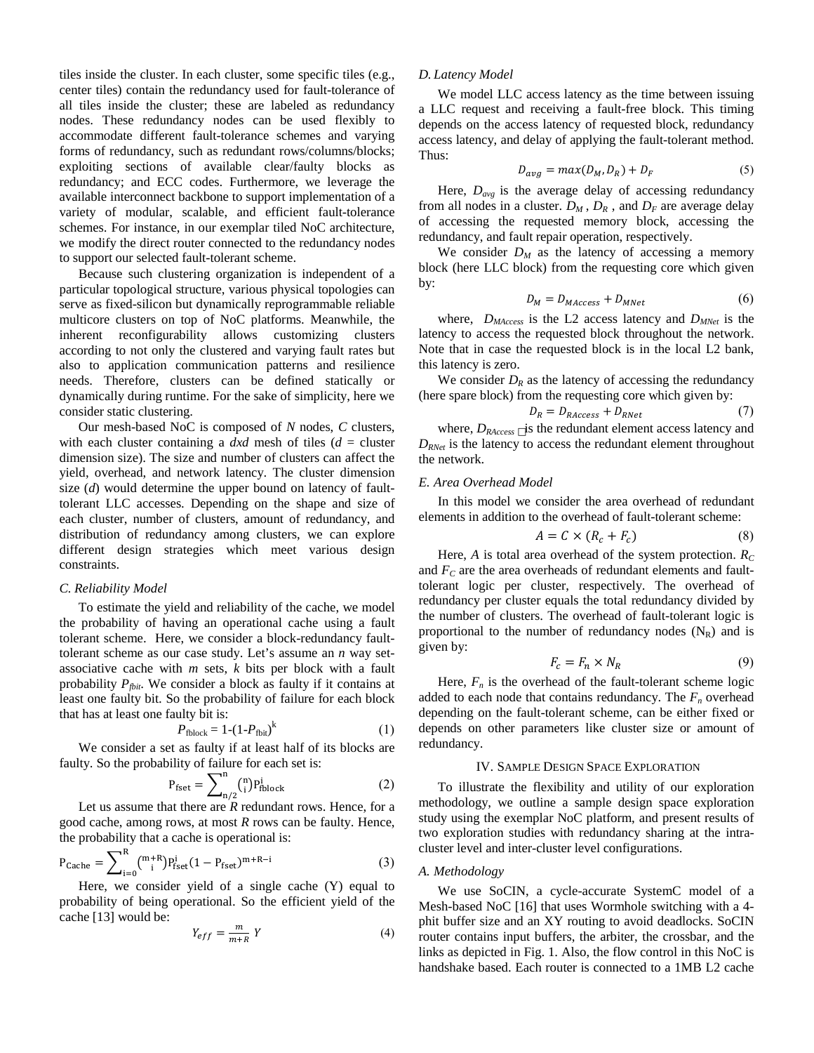tiles inside the cluster. In each cluster, some specific tiles (e.g., center tiles) contain the redundancy used for fault-tolerance of all tiles inside the cluster; these are labeled as redundancy nodes. These redundancy nodes can be used flexibly to accommodate different fault-tolerance schemes and varying forms of redundancy, such as redundant rows/columns/blocks; exploiting sections of available clear/faulty blocks as redundancy; and ECC codes. Furthermore, we leverage the available interconnect backbone to support implementation of a variety of modular, scalable, and efficient fault-tolerance schemes. For instance, in our exemplar tiled NoC architecture, we modify the direct router connected to the redundancy nodes to support our selected fault-tolerant scheme.

Because such clustering organization is independent of a particular topological structure, various physical topologies can serve as fixed-silicon but dynamically reprogrammable reliable multicore clusters on top of NoC platforms. Meanwhile, the inherent reconfigurability allows customizing clusters according to not only the clustered and varying fault rates but also to application communication patterns and resilience needs. Therefore, clusters can be defined statically or dynamically during runtime. For the sake of simplicity, here we consider static clustering.

Our mesh-based NoC is composed of *N* nodes, *C* clusters, with each cluster containing a *dxd* mesh of tiles (*d* = cluster dimension size). The size and number of clusters can affect the yield, overhead, and network latency. The cluster dimension size (*d*) would determine the upper bound on latency of fault-tolerant LLC accesses. Depending on the shape and size of each cluster, number of clusters, amount of redundancy, and distribution of redundancy among clusters, we can explore different design strategies which meet various design constraints.

### C. Reliability Model

To estimate the yield and reliability of the cache, we model the probability of having an operational cache using a fault tolerant scheme. Here, we consider a block-redundancy fault-tolerant scheme as our case study. Let's assume an *n* way set-associative cache with *m* sets, *k* bits per block with a fault probability $P_{fbit}$. We consider a block as faulty if it contains at least one faulty bit. So the probability of failure for each block that has at least one faulty bit is:

$$P_{\text{fblock}} = 1-(1-P_{\text{fbit}})^{k} \tag{1}$$

We consider a set as faulty if at least half of its blocks are faulty. So the probability of failure for each set is:

$$P_{\text{fset}} = \sum_{n/2}^{n} \binom{n}{i} P_{\text{fblock}}^{i} \tag{2}$$

Let us assume that there are *R* redundant rows. Hence, for a good cache, among rows, at most *R* rows can be faulty. Hence, the probability that a cache is operational is:

$$P_{\text{Cache}} = \sum_{i=0}^{R} \binom{m+R}{i} P_{\text{fset}}^{i} (1 - P_{\text{fset}})^{m+R-i} \tag{3}$$

Here, we consider yield of a single cache (Y) equal to probability of being operational. So the efficient yield of the cache [13] would be:

$$Y_{eff} = \frac{m}{m+R}\, Y \tag{4}$$

### D. Latency Model

We model LLC access latency as the time between issuing a LLC request and receiving a fault-free block. This timing depends on the access latency of requested block, redundancy access latency, and delay of applying the fault-tolerant method. Thus:

$$D_{avg} = max(D_M, D_R) + D_F \tag{5}$$

Here, $D_{avg}$ is the average delay of accessing redundancy from all nodes in a cluster. $D_M$ , $D_R$ , and $D_F$ are average delay of accessing the requested memory block, accessing the redundancy, and fault repair operation, respectively.

We consider $D_M$ as the latency of accessing a memory block (here LLC block) from the requesting core which given by:

$$D_M = D_{MAccess} + D_{MNet} \tag{6}$$

where, $D_{MAccess}$ is the L2 access latency and $D_{MNet}$ is the latency to access the requested block throughout the network. Note that in case the requested block is in the local L2 bank, this latency is zero.

We consider $D_R$ as the latency of accessing the redundancy (here spare block) from the requesting core which given by:

$$D_R = D_{RAccess} + D_{RNet} \tag{7}$$

where, $D_{RAccess}$ is the redundant element access latency and $D_{RNet}$ is the latency to access the redundant element throughout the network.

### E. Area Overhead Model

In this model we consider the area overhead of redundant elements in addition to the overhead of fault-tolerant scheme:

$$A = C \times (R_c + F_c) \tag{8}$$

Here, *A* is total area overhead of the system protection. $R_C$ and $F_C$ are the area overheads of redundant elements and fault-tolerant logic per cluster, respectively. The overhead of redundancy per cluster equals the total redundancy divided by the number of clusters. The overhead of fault-tolerant logic is proportional to the number of redundancy nodes ($N_R$) and is given by:

$$F_c = F_n \times N_R \tag{9}$$

Here, $F_n$ is the overhead of the fault-tolerant scheme logic added to each node that contains redundancy. The $F_n$ overhead depending on the fault-tolerant scheme, can be either fixed or depends on other parameters like cluster size or amount of redundancy.

## IV. Sample Design Space Exploration

To illustrate the flexibility and utility of our exploration methodology, we outline a sample design space exploration study using the exemplar NoC platform, and present results of two exploration studies with redundancy sharing at the intra-cluster level and inter-cluster level configurations.

### A. Methodology

We use SoCIN, a cycle-accurate SystemC model of a Mesh-based NoC [16] that uses Wormhole switching with a 4-phit buffer size and an XY routing to avoid deadlocks. SoCIN router contains input buffers, the arbiter, the crossbar, and the links as depicted in Fig. 1. Also, the flow control in this NoC is handshake based. Each router is connected to a 1MB L2 cache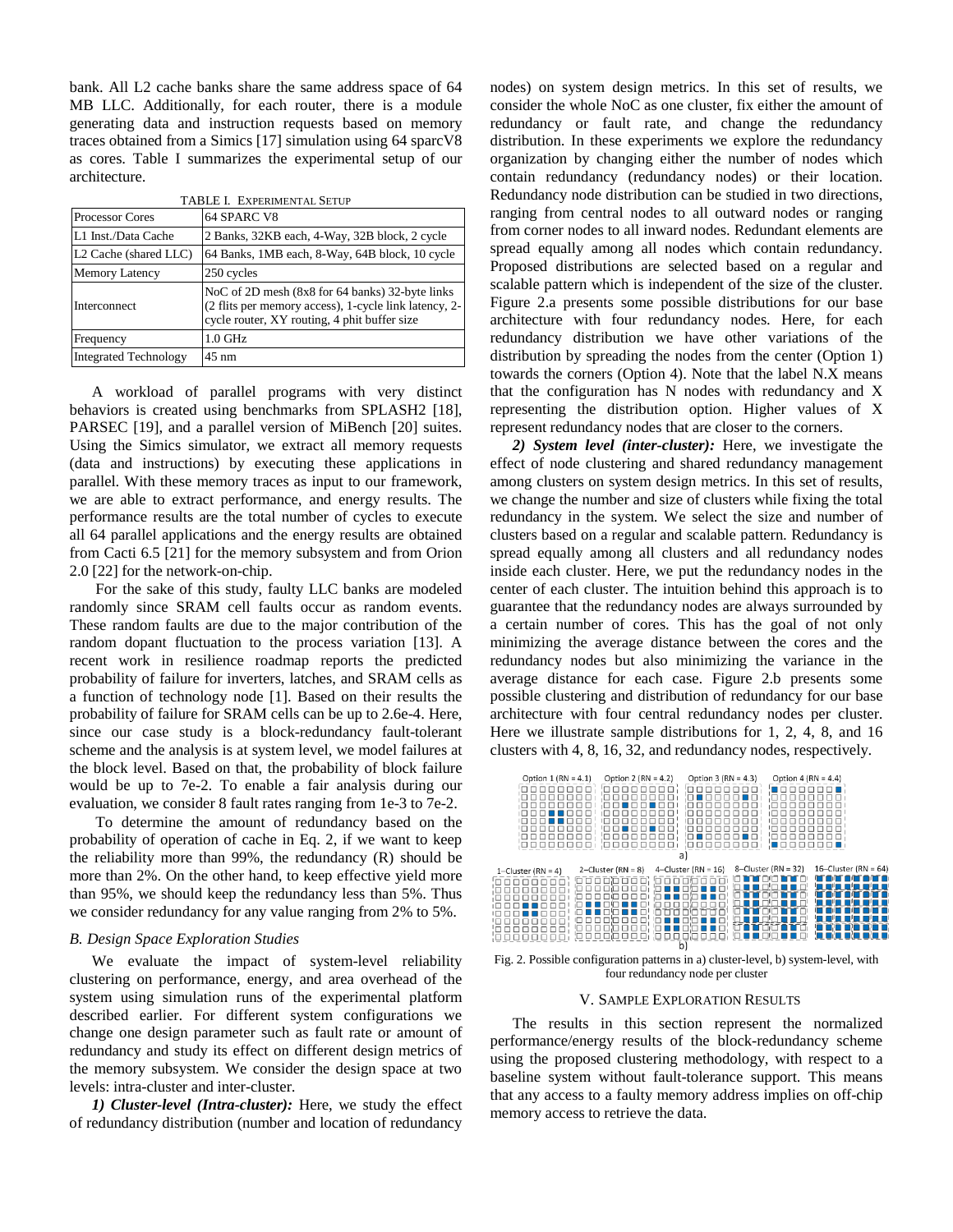bank. All L2 cache banks share the same address space of 64 MB LLC. Additionally, for each router, there is a module generating data and instruction requests based on memory traces obtained from a Simics [17] simulation using 64 sparcV8 as cores. Table I summarizes the experimental setup of our architecture.

TABLE I. EXPERIMENTAL SETUP

| Processor Cores | 64 SPARC V8 |
|---|---|
| L1 Inst./Data Cache | 2 Banks, 32KB each, 4-Way, 32B block, 2 cycle |
| L2 Cache (shared LLC) | 64 Banks, 1MB each, 8-Way, 64B block, 10 cycle |
| Memory Latency | 250 cycles |
| Interconnect | NoC of 2D mesh (8x8 for 64 banks) 32-byte links (2 flits per memory access), 1-cycle link latency, 2-cycle router, XY routing, 4 phit buffer size |
| Frequency | 1.0 GHz |
| Integrated Technology | 45 nm |

A workload of parallel programs with very distinct behaviors is created using benchmarks from SPLASH2 [18], PARSEC [19], and a parallel version of MiBench [20] suites. Using the Simics simulator, we extract all memory requests (data and instructions) by executing these applications in parallel. With these memory traces as input to our framework, we are able to extract performance, and energy results. The performance results are the total number of cycles to execute all 64 parallel applications and the energy results are obtained from Cacti 6.5 [21] for the memory subsystem and from Orion 2.0 [22] for the network-on-chip.

For the sake of this study, faulty LLC banks are modeled randomly since SRAM cell faults occur as random events. These random faults are due to the major contribution of the random dopant fluctuation to the process variation [13]. A recent work in resilience roadmap reports the predicted probability of failure for inverters, latches, and SRAM cells as a function of technology node [1]. Based on their results the probability of failure for SRAM cells can be up to 2.6e-4. Here, since our case study is a block-redundancy fault-tolerant scheme and the analysis is at system level, we model failures at the block level. Based on that, the probability of block failure would be up to 7e-2. To enable a fair analysis during our evaluation, we consider 8 fault rates ranging from 1e-3 to 7e-2.

To determine the amount of redundancy based on the probability of operation of cache in Eq. 2, if we want to keep the reliability more than 99%, the redundancy (R) should be more than 2%. On the other hand, to keep effective yield more than 95%, we should keep the redundancy less than 5%. Thus we consider redundancy for any value ranging from 2% to 5%.

### B. Design Space Exploration Studies

We evaluate the impact of system-level reliability clustering on performance, energy, and area overhead of the system using simulation runs of the experimental platform described earlier. For different system configurations we change one design parameter such as fault rate or amount of redundancy and study its effect on different design metrics of the memory subsystem. We consider the design space at two levels: intra-cluster and inter-cluster.

***1) Cluster-level (Intra-cluster):*** Here, we study the effect of redundancy distribution (number and location of redundancy nodes) on system design metrics. In this set of results, we consider the whole NoC as one cluster, fix either the amount of redundancy or fault rate, and change the redundancy distribution. In these experiments we explore the redundancy organization by changing either the number of nodes which contain redundancy (redundancy nodes) or their location. Redundancy node distribution can be studied in two directions, ranging from central nodes to all outward nodes or ranging from corner nodes to all inward nodes. Redundant elements are spread equally among all nodes which contain redundancy. Proposed distributions are selected based on a regular and scalable pattern which is independent of the size of the cluster. Figure 2.a presents some possible distributions for our base architecture with four redundancy nodes. Here, for each redundancy distribution we have other variations of the distribution by spreading the nodes from the center (Option 1) towards the corners (Option 4). Note that the label N.X means that the configuration has N nodes with redundancy and X representing the distribution option. Higher values of X represent redundancy nodes that are closer to the corners.

***2) System level (inter-cluster):*** Here, we investigate the effect of node clustering and shared redundancy management among clusters on system design metrics. In this set of results, we change the number and size of clusters while fixing the total redundancy in the system. We select the size and number of clusters based on a regular and scalable pattern. Redundancy is spread equally among all clusters and all redundancy nodes inside each cluster. Here, we put the redundancy nodes in the center of each cluster. The intuition behind this approach is to guarantee that the redundancy nodes are always surrounded by a certain number of cores. This has the goal of not only minimizing the average distance between the cores and the redundancy nodes but also minimizing the variance in the average distance for each case. Figure 2.b presents some possible clustering and distribution of redundancy for our base architecture with four central redundancy nodes per cluster. Here we illustrate sample distributions for 1, 2, 4, 8, and 16 clusters with 4, 8, 16, 32, and redundancy nodes, respectively.

Option 1 (RN = 4.1) Option 2 (RN = 4.2) Option 3 (RN = 4.3) Option 4 (RN = 4.4)

a)

1–Cluster (RN = 4) 2–Cluster (RN = 8) 4–Cluster (RN = 16) 8–Cluster (RN = 32) 16–Cluster (RN = 64)

b)

Fig. 2. Possible configuration patterns in a) cluster-level, b) system-level, with four redundancy node per cluster

## V. SAMPLE EXPLORATION RESULTS

The results in this section represent the normalized performance/energy results of the block-redundancy scheme using the proposed clustering methodology, with respect to a baseline system without fault-tolerance support. This means that any access to a faulty memory address implies on off-chip memory access to retrieve the data.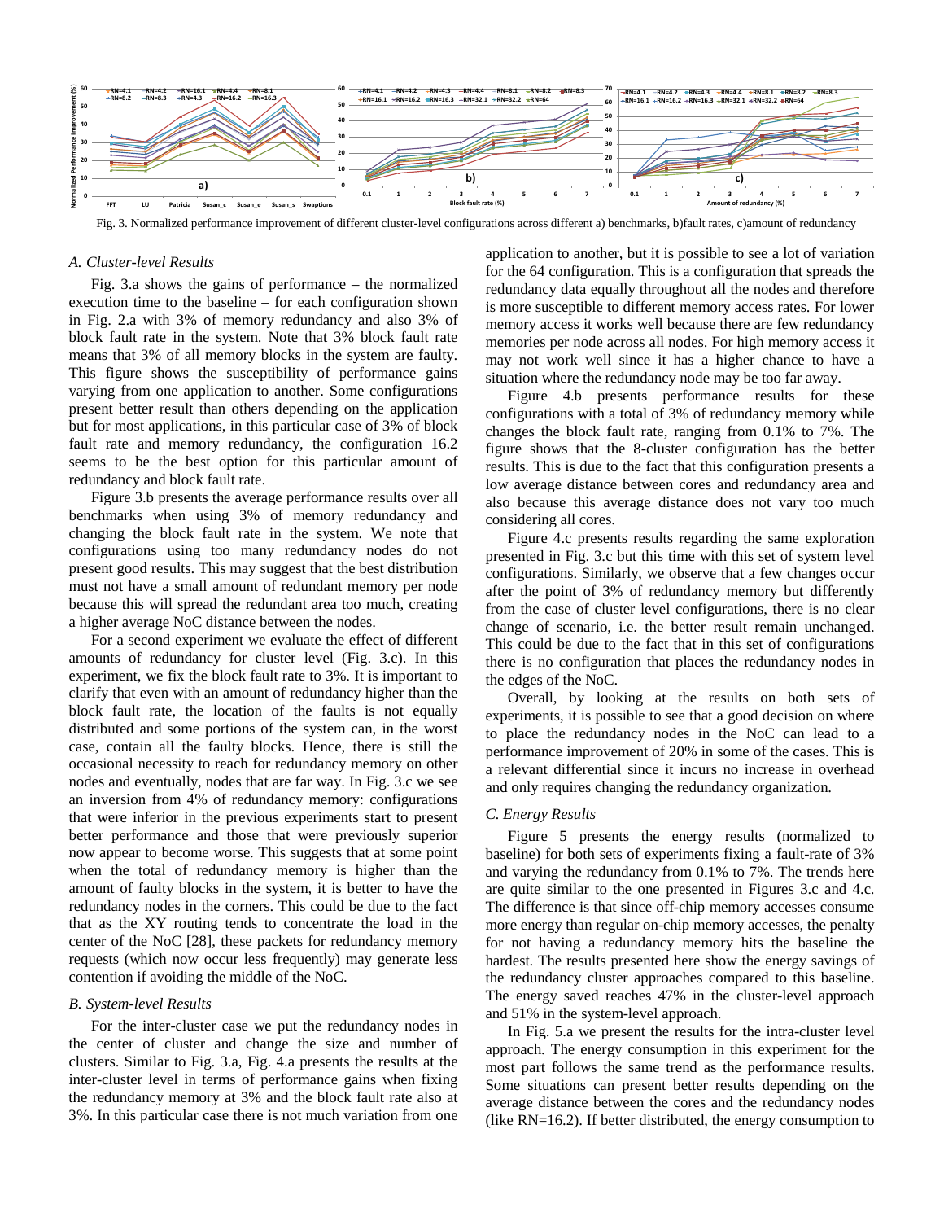Fig. 3. Normalized performance improvement of different cluster-level configurations across different a) benchmarks, b)fault rates, c)amount of redundancy

### A. Cluster-level Results

Fig. 3.a shows the gains of performance – the normalized execution time to the baseline – for each configuration shown in Fig. 2.a with 3% of memory redundancy and also 3% of block fault rate in the system. Note that 3% block fault rate means that 3% of all memory blocks in the system are faulty. This figure shows the susceptibility of performance gains varying from one application to another. Some configurations present better result than others depending on the application but for most applications, in this particular case of 3% of block fault rate and memory redundancy, the configuration 16.2 seems to be the best option for this particular amount of redundancy and block fault rate.

Figure 3.b presents the average performance results over all benchmarks when using 3% of memory redundancy and changing the block fault rate in the system. We note that configurations using too many redundancy nodes do not present good results. This may suggest that the best distribution must not have a small amount of redundant memory per node because this will spread the redundant area too much, creating a higher average NoC distance between the nodes.

For a second experiment we evaluate the effect of different amounts of redundancy for cluster level (Fig. 3.c). In this experiment, we fix the block fault rate to 3%. It is important to clarify that even with an amount of redundancy higher than the block fault rate, the location of the faults is not equally distributed and some portions of the system can, in the worst case, contain all the faulty blocks. Hence, there is still the occasional necessity to reach for redundancy memory on other nodes and eventually, nodes that are far way. In Fig. 3.c we see an inversion from 4% of redundancy memory: configurations that were inferior in the previous experiments start to present better performance and those that were previously superior now appear to become worse. This suggests that at some point when the total of redundancy memory is higher than the amount of faulty blocks in the system, it is better to have the redundancy nodes in the corners. This could be due to the fact that as the XY routing tends to concentrate the load in the center of the NoC [28], these packets for redundancy memory requests (which now occur less frequently) may generate less contention if avoiding the middle of the NoC.

### B. System-level Results

For the inter-cluster case we put the redundancy nodes in the center of cluster and change the size and number of clusters. Similar to Fig. 3.a, Fig. 4.a presents the results at the inter-cluster level in terms of performance gains when fixing the redundancy memory at 3% and the block fault rate also at 3%. In this particular case there is not much variation from one application to another, but it is possible to see a lot of variation for the 64 configuration. This is a configuration that spreads the redundancy data equally throughout all the nodes and therefore is more susceptible to different memory access rates. For lower memory access it works well because there are few redundancy memories per node across all nodes. For high memory access it may not work well since it has a higher chance to have a situation where the redundancy node may be too far away.

Figure 4.b presents performance results for these configurations with a total of 3% of redundancy memory while changes the block fault rate, ranging from 0.1% to 7%. The figure shows that the 8-cluster configuration has the better results. This is due to the fact that this configuration presents a low average distance between cores and redundancy area and also because this average distance does not vary too much considering all cores.

Figure 4.c presents results regarding the same exploration presented in Fig. 3.c but this time with this set of system level configurations. Similarly, we observe that a few changes occur after the point of 3% of redundancy memory but differently from the case of cluster level configurations, there is no clear change of scenario, i.e. the better result remain unchanged. This could be due to the fact that in this set of configurations there is no configuration that places the redundancy nodes in the edges of the NoC.

Overall, by looking at the results on both sets of experiments, it is possible to see that a good decision on where to place the redundancy nodes in the NoC can lead to a performance improvement of 20% in some of the cases. This is a relevant differential since it incurs no increase in overhead and only requires changing the redundancy organization.

### C. Energy Results

Figure 5 presents the energy results (normalized to baseline) for both sets of experiments fixing a fault-rate of 3% and varying the redundancy from 0.1% to 7%. The trends here are quite similar to the one presented in Figures 3.c and 4.c. The difference is that since off-chip memory accesses consume more energy than regular on-chip memory accesses, the penalty for not having a redundancy memory hits the baseline the hardest. The results presented here show the energy savings of the redundancy cluster approaches compared to this baseline. The energy saved reaches 47% in the cluster-level approach and 51% in the system-level approach.

In Fig. 5.a we present the results for the intra-cluster level approach. The energy consumption in this experiment for the most part follows the same trend as the performance results. Some situations can present better results depending on the average distance between the cores and the redundancy nodes (like RN=16.2). If better distributed, the energy consumption to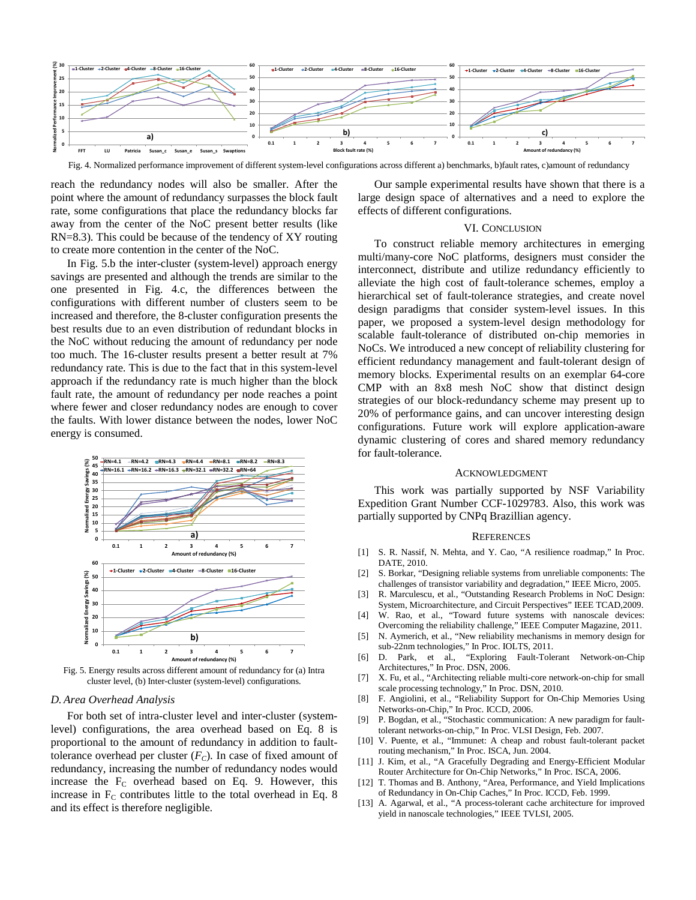Fig. 4. Normalized performance improvement of different system-level configurations across different a) benchmarks, b)fault rates, c)amount of redundancy

reach the redundancy nodes will also be smaller. After the point where the amount of redundancy surpasses the block fault rate, some configurations that place the redundancy blocks far away from the center of the NoC present better results (like RN=8.3). This could be because of the tendency of XY routing to create more contention in the center of the NoC.

In Fig. 5.b the inter-cluster (system-level) approach energy savings are presented and although the trends are similar to the one presented in Fig. 4.c, the differences between the configurations with different number of clusters seem to be increased and therefore, the 8-cluster configuration presents the best results due to an even distribution of redundant blocks in the NoC without reducing the amount of redundancy per node too much. The 16-cluster results present a better result at 7% redundancy rate. This is due to the fact that in this system-level approach if the redundancy rate is much higher than the block fault rate, the amount of redundancy per node reaches a point where fewer and closer redundancy nodes are enough to cover the faults. With lower distance between the nodes, lower NoC energy is consumed.

Fig. 5. Energy results across different amount of redundancy for (a) Intra cluster level, (b) Inter-cluster (system-level) configurations.

### D. Area Overhead Analysis

For both set of intra-cluster level and inter-cluster (system-level) configurations, the area overhead based on Eq. 8 is proportional to the amount of redundancy in addition to fault-tolerance overhead per cluster ($F_C$). In case of fixed amount of redundancy, increasing the number of redundancy nodes would increase the $F_C$ overhead based on Eq. 9. However, this increase in $F_C$ contributes little to the total overhead in Eq. 8 and its effect is therefore negligible.

Our sample experimental results have shown that there is a large design space of alternatives and a need to explore the effects of different configurations.

## VI. Conclusion

To construct reliable memory architectures in emerging multi/many-core NoC platforms, designers must consider the interconnect, distribute and utilize redundancy efficiently to alleviate the high cost of fault-tolerance schemes, employ a hierarchical set of fault-tolerance strategies, and create novel design paradigms that consider system-level issues. In this paper, we proposed a system-level design methodology for scalable fault-tolerance of distributed on-chip memories in NoCs. We introduced a new concept of reliability clustering for efficient redundancy management and fault-tolerant design of memory blocks. Experimental results on an exemplar 64-core CMP with an 8x8 mesh NoC show that distinct design strategies of our block-redundancy scheme may present up to 20% of performance gains, and can uncover interesting design configurations. Future work will explore application-aware dynamic clustering of cores and shared memory redundancy for fault-tolerance.

## Acknowledgment

This work was partially supported by NSF Variability Expedition Grant Number CCF-1029783. Also, this work was partially supported by CNPq Brazillian agency.

## References

[1] S. R. Nassif, N. Mehta, and Y. Cao, "A resilience roadmap," In Proc. DATE, 2010.

[2] S. Borkar, "Designing reliable systems from unreliable components: The challenges of transistor variability and degradation," IEEE Micro, 2005.

[3] R. Marculescu, et al., "Outstanding Research Problems in NoC Design: System, Microarchitecture, and Circuit Perspectives" IEEE TCAD,2009.

[4] W. Rao, et al., "Toward future systems with nanoscale devices: Overcoming the reliability challenge," IEEE Computer Magazine, 2011.

[5] N. Aymerich, et al., "New reliability mechanisms in memory design for sub-22nm technologies," In Proc. IOLTS, 2011.

[6] D. Park, et al., "Exploring Fault-Tolerant Network-on-Chip Architectures," In Proc. DSN, 2006.

[7] X. Fu, et al., "Architecting reliable multi-core network-on-chip for small scale processing technology," In Proc. DSN, 2010.

[8] F. Angiolini, et al., "Reliability Support for On-Chip Memories Using Networks-on-Chip," In Proc. ICCD, 2006.

[9] P. Bogdan, et al., "Stochastic communication: A new paradigm for fault-tolerant networks-on-chip," In Proc. VLSI Design, Feb. 2007.

[10] V. Puente, et al., "Immunet: A cheap and robust fault-tolerant packet routing mechanism," In Proc. ISCA, Jun. 2004.

[11] J. Kim, et al., "A Gracefully Degrading and Energy-Efficient Modular Router Architecture for On-Chip Networks," In Proc. ISCA, 2006.

[12] T. Thomas and B. Anthony, "Area, Performance, and Yield Implications of Redundancy in On-Chip Caches," In Proc. ICCD, Feb. 1999.

[13] A. Agarwal, et al., "A process-tolerant cache architecture for improved yield in nanoscale technologies," IEEE TVLSI, 2005.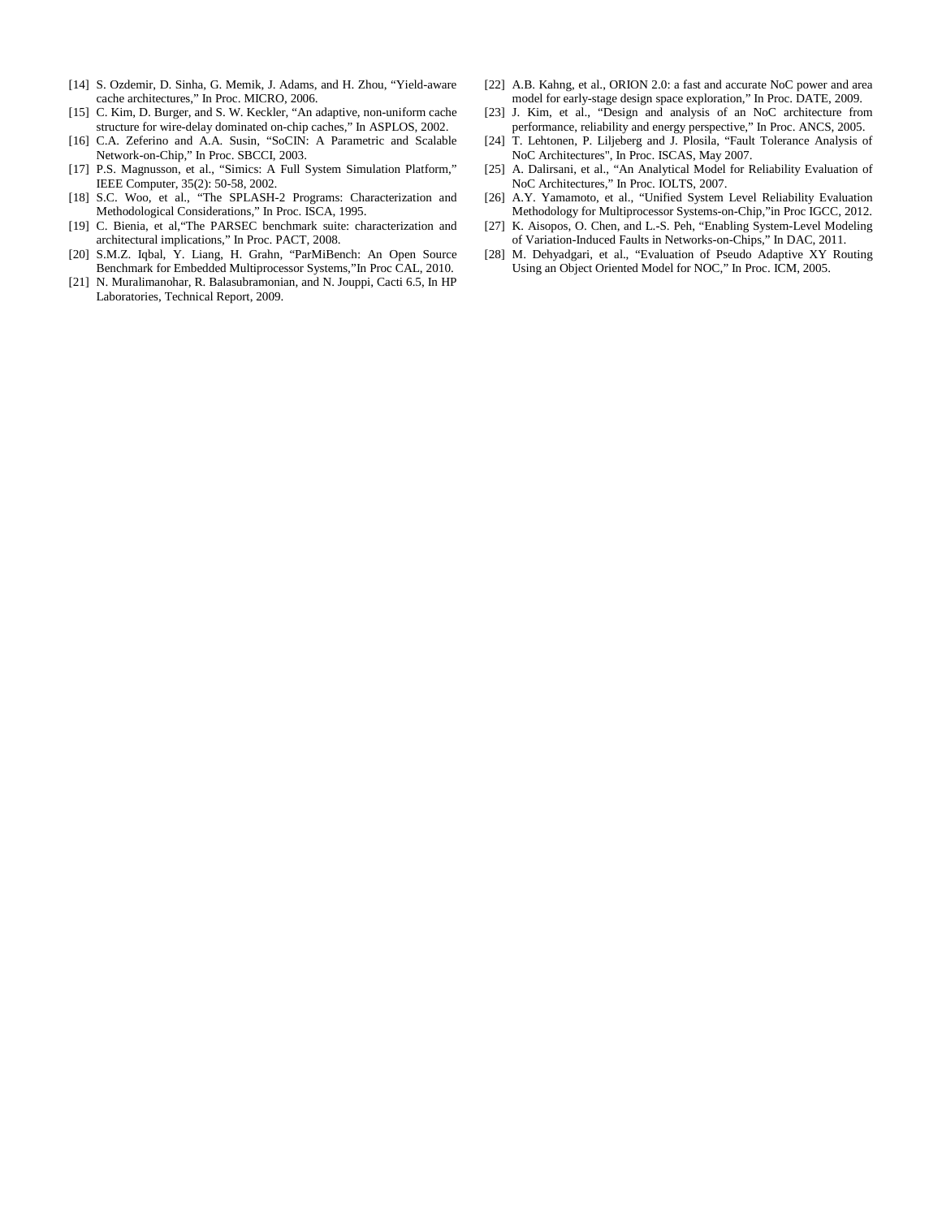[14] S. Ozdemir, D. Sinha, G. Memik, J. Adams, and H. Zhou, "Yield-aware cache architectures," In Proc. MICRO, 2006.

[15] C. Kim, D. Burger, and S. W. Keckler, "An adaptive, non-uniform cache structure for wire-delay dominated on-chip caches," In ASPLOS, 2002.

[16] C.A. Zeferino and A.A. Susin, "SoCIN: A Parametric and Scalable Network-on-Chip," In Proc. SBCCI, 2003.

[17] P.S. Magnusson, et al., "Simics: A Full System Simulation Platform," IEEE Computer, 35(2): 50-58, 2002.

[18] S.C. Woo, et al., "The SPLASH-2 Programs: Characterization and Methodological Considerations," In Proc. ISCA, 1995.

[19] C. Bienia, et al,"The PARSEC benchmark suite: characterization and architectural implications," In Proc. PACT, 2008.

[20] S.M.Z. Iqbal, Y. Liang, H. Grahn, "ParMiBench: An Open Source Benchmark for Embedded Multiprocessor Systems,"In Proc CAL, 2010.

[21] N. Muralimanohar, R. Balasubramonian, and N. Jouppi, Cacti 6.5, In HP Laboratories, Technical Report, 2009.

[22] A.B. Kahng, et al., ORION 2.0: a fast and accurate NoC power and area model for early-stage design space exploration," In Proc. DATE, 2009.

[23] J. Kim, et al., "Design and analysis of an NoC architecture from performance, reliability and energy perspective," In Proc. ANCS, 2005.

[24] T. Lehtonen, P. Liljeberg and J. Plosila, "Fault Tolerance Analysis of NoC Architectures", In Proc. ISCAS, May 2007.

[25] A. Dalirsani, et al., "An Analytical Model for Reliability Evaluation of NoC Architectures," In Proc. IOLTS, 2007.

[26] A.Y. Yamamoto, et al., "Unified System Level Reliability Evaluation Methodology for Multiprocessor Systems-on-Chip,"in Proc IGCC, 2012.

[27] K. Aisopos, O. Chen, and L.-S. Peh, "Enabling System-Level Modeling of Variation-Induced Faults in Networks-on-Chips," In DAC, 2011.

[28] M. Dehyadgari, et al., "Evaluation of Pseudo Adaptive XY Routing Using an Object Oriented Model for NOC," In Proc. ICM, 2005.